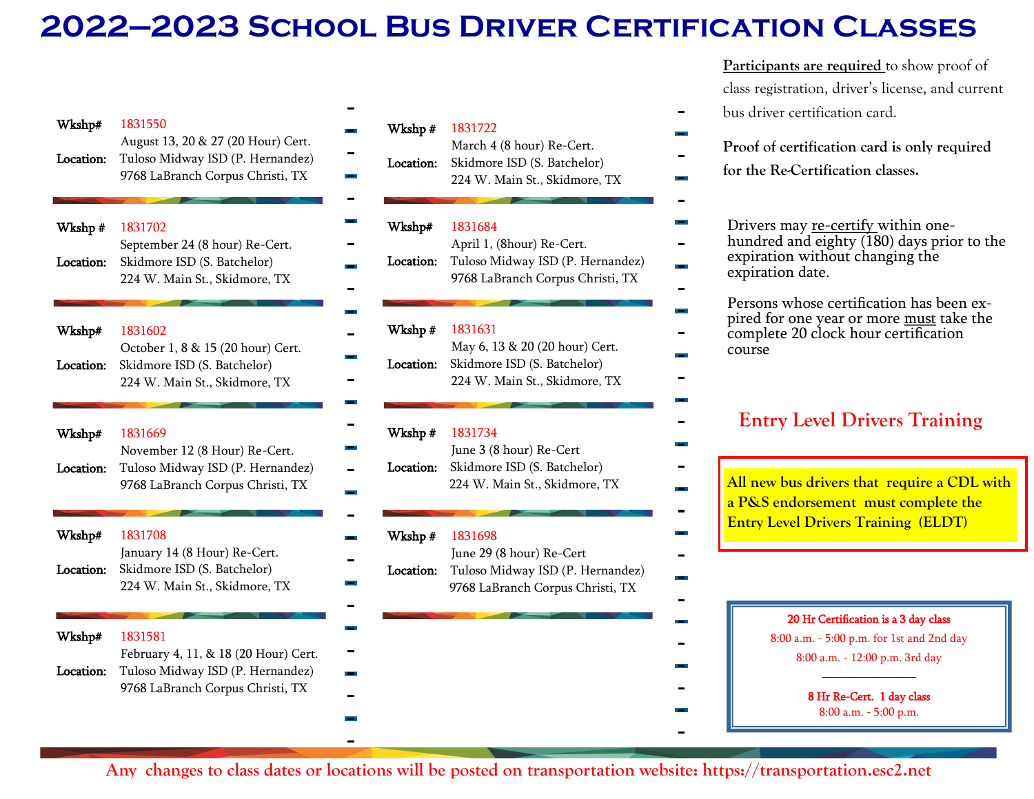# 2022–2023 School Bus Driver Certification Classes

**Wkshp#** 1831550
August 13, 20 & 27 (20 Hour) Cert.
**Location:** Tuloso Midway ISD (P. Hernandez)
9768 LaBranch Corpus Christi, TX

**Wkshp #** 1831702
September 24 (8 hour) Re-Cert.
**Location:** Skidmore ISD (S. Batchelor)
224 W. Main St., Skidmore, TX

**Wkshp#** 1831602
October 1, 8 & 15 (20 hour) Cert.
**Location:** Skidmore ISD (S. Batchelor)
224 W. Main St., Skidmore, TX

**Wkshp#** 1831669
November 12 (8 Hour) Re-Cert.
**Location:** Tuloso Midway ISD (P. Hernandez)
9768 LaBranch Corpus Christi, TX

**Wkshp#** 1831708
January 14 (8 Hour) Re-Cert.
**Location:** Skidmore ISD (S. Batchelor)
224 W. Main St., Skidmore, TX

**Wkshp#** 1831581
February 4, 11, & 18 (20 Hour) Cert.
**Location:** Tuloso Midway ISD (P. Hernandez)
9768 LaBranch Corpus Christi, TX

**Wkshp #** 1831722
March 4 (8 hour) Re-Cert.
**Location:** Skidmore ISD (S. Batchelor)
224 W. Main St., Skidmore, TX

**Wkshp#** 1831684
April 1, (8hour) Re-Cert.
**Location:** Tuloso Midway ISD (P. Hernandez)
9768 LaBranch Corpus Christi, TX

**Wkshp #** 1831631
May 6, 13 & 20 (20 hour) Cert.
**Location:** Skidmore ISD (S. Batchelor)
224 W. Main St., Skidmore, TX

**Wkshp #** 1831734
June 3 (8 hour) Re-Cert
**Location:** Skidmore ISD (S. Batchelor)
224 W. Main St., Skidmore, TX

**Wkshp #** 1831698
June 29 (8 hour) Re-Cert
**Location:** Tuloso Midway ISD (P. Hernandez)
9768 LaBranch Corpus Christi, TX

**Participants are required** to show proof of class registration, driver's license, and current bus driver certification card.

**Proof of certification card is only required for the Re-Certification classes.**

Drivers may re-certify within one-hundred and eighty (180) days prior to the expiration without changing the expiration date.

Persons whose certification has been expired for one year or more must take the complete 20 clock hour certification course

## Entry Level Drivers Training

**All new bus drivers that require a CDL with a P&S endorsement must complete the Entry Level Drivers Training (ELDT)**

**20 Hr Certification is a 3 day class**
8:00 a.m. - 5:00 p.m. for 1st and 2nd day
8:00 a.m. - 12:00 p.m. 3rd day

**8 Hr Re-Cert. 1 day class**
8:00 a.m. - 5:00 p.m.

**Any changes to class dates or locations will be posted on transportation website: https://transportation.esc2.net**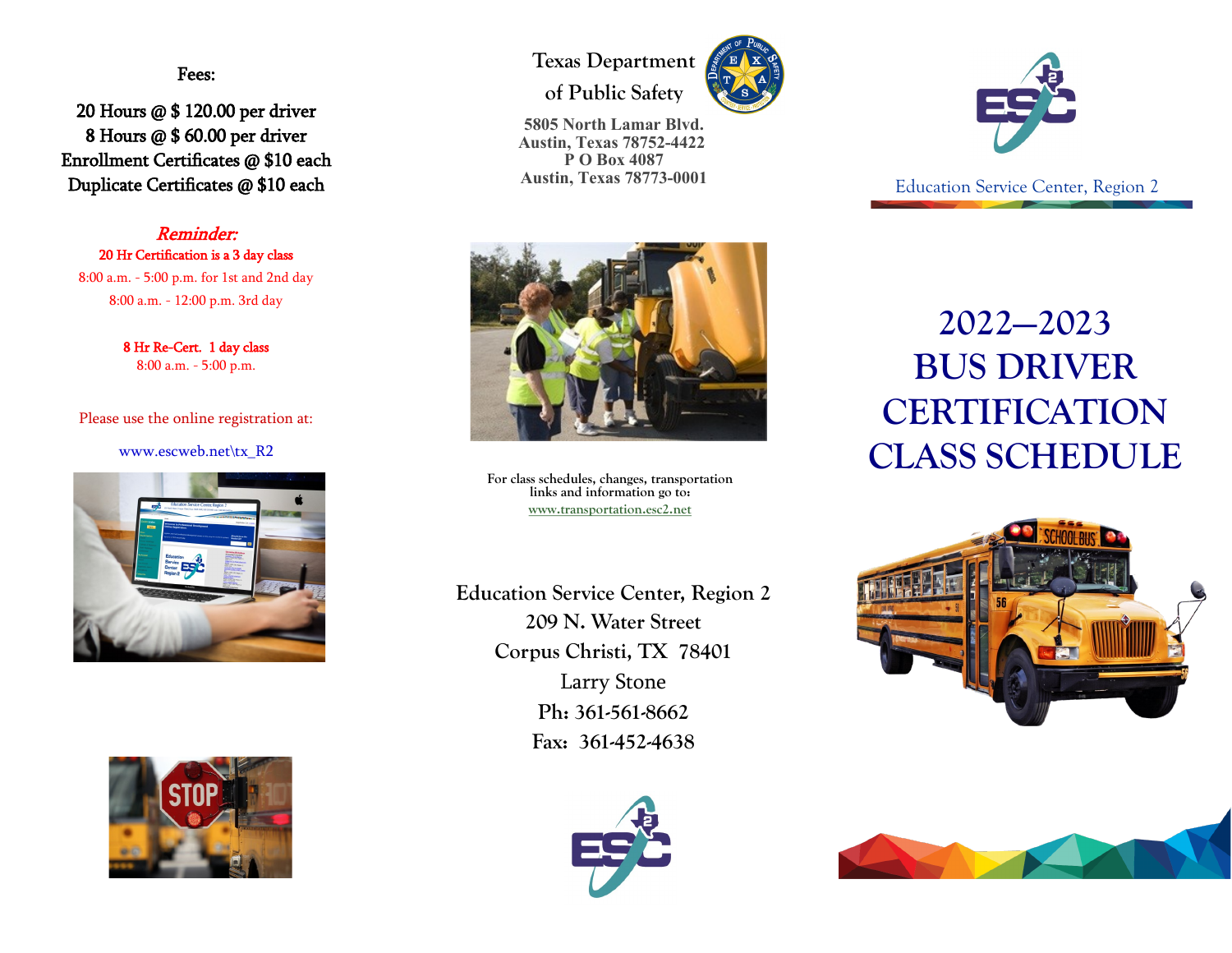**Fees:**

**20 Hours @ $ 120.00 per driver**
**8 Hours @ $ 60.00 per driver**
**Enrollment Certificates @ $10 each**
**Duplicate Certificates @ $10 each**

***Reminder:***

**20 Hr Certification is a 3 day class**

8:00 a.m. - 5:00 p.m. for 1st and 2nd day

8:00 a.m. - 12:00 p.m. 3rd day

**8 Hr Re-Cert. 1 day class**

8:00 a.m. - 5:00 p.m.

Please use the online registration at:

www.escweb.net\tx_R2

Texas Department of Public Safety

**5805 North Lamar Blvd.**
**Austin, Texas 78752-4422**
**P O Box 4087**
**Austin, Texas 78773-0001**

For class schedules, changes, transportation links and information go to:
www.transportation.esc2.net

**Education Service Center, Region 2**
209 N. Water Street
Corpus Christi, TX 78401
Larry Stone
Ph: 361-561-8662
Fax: 361-452-4638

Education Service Center, Region 2

# 2022—2023 BUS DRIVER CERTIFICATION CLASS SCHEDULE